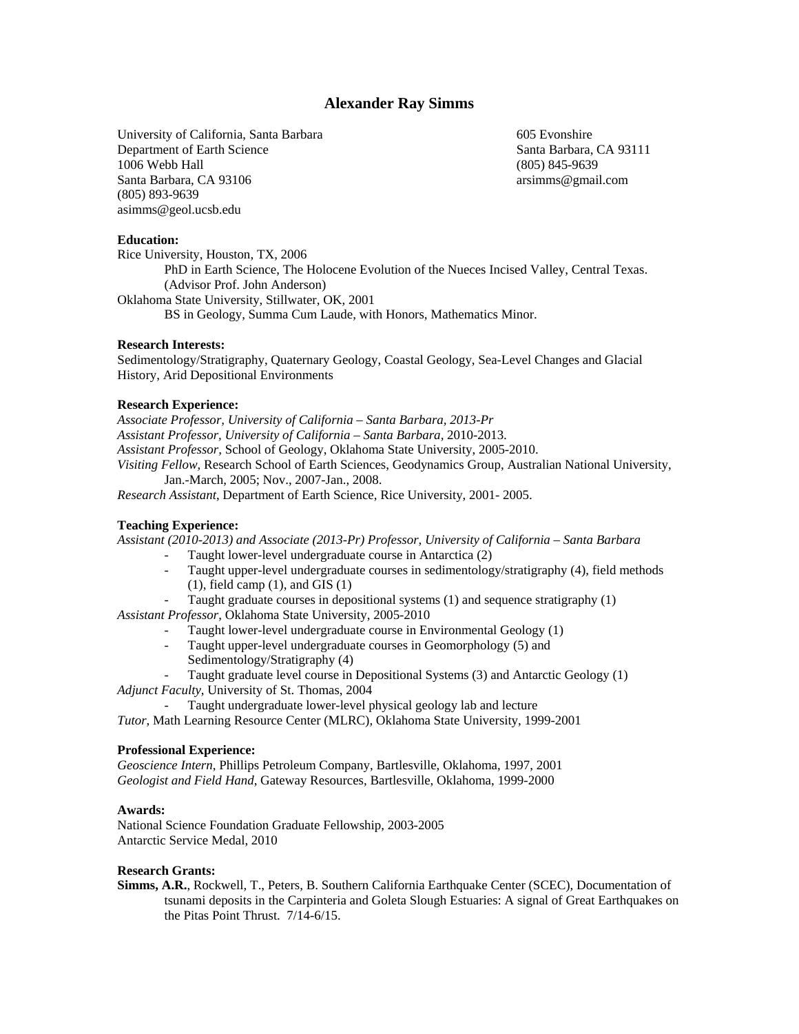# Alexander Ray Simms

University of California, Santa Barbara
Department of Earth Science
1006 Webb Hall
Santa Barbara, CA 93106
(805) 893-9639
asimms@geol.ucsb.edu

605 Evonshire
Santa Barbara, CA 93111
(805) 845-9639
arsimms@gmail.com

**Education:**

Rice University, Houston, TX, 2006
PhD in Earth Science, The Holocene Evolution of the Nueces Incised Valley, Central Texas. (Advisor Prof. John Anderson)

Oklahoma State University, Stillwater, OK, 2001
BS in Geology, Summa Cum Laude, with Honors, Mathematics Minor.

**Research Interests:**

Sedimentology/Stratigraphy, Quaternary Geology, Coastal Geology, Sea-Level Changes and Glacial History, Arid Depositional Environments

**Research Experience:**

*Associate Professor, University of California – Santa Barbara, 2013-Pr*
*Assistant Professor, University of California – Santa Barbara,* 2010-2013.
*Assistant Professor,* School of Geology, Oklahoma State University, 2005-2010.
*Visiting Fellow,* Research School of Earth Sciences, Geodynamics Group, Australian National University, Jan.-March, 2005; Nov., 2007-Jan., 2008.
*Research Assistant*, Department of Earth Science, Rice University, 2001- 2005.

**Teaching Experience:**

*Assistant (2010-2013) and Associate (2013-Pr) Professor, University of California – Santa Barbara*

- Taught lower-level undergraduate course in Antarctica (2)
- Taught upper-level undergraduate courses in sedimentology/stratigraphy (4), field methods (1), field camp (1), and GIS (1)
- Taught graduate courses in depositional systems (1) and sequence stratigraphy (1)

*Assistant Professor*, Oklahoma State University, 2005-2010

- Taught lower-level undergraduate course in Environmental Geology (1)
- Taught upper-level undergraduate courses in Geomorphology (5) and Sedimentology/Stratigraphy (4)
- Taught graduate level course in Depositional Systems (3) and Antarctic Geology (1)

*Adjunct Faculty*, University of St. Thomas, 2004

- Taught undergraduate lower-level physical geology lab and lecture

*Tutor*, Math Learning Resource Center (MLRC), Oklahoma State University, 1999-2001

**Professional Experience:**

*Geoscience Intern*, Phillips Petroleum Company, Bartlesville, Oklahoma, 1997, 2001
*Geologist and Field Hand*, Gateway Resources, Bartlesville, Oklahoma, 1999-2000

**Awards:**

National Science Foundation Graduate Fellowship, 2003-2005
Antarctic Service Medal, 2010

**Research Grants:**

**Simms, A.R.**, Rockwell, T., Peters, B. Southern California Earthquake Center (SCEC), Documentation of tsunami deposits in the Carpinteria and Goleta Slough Estuaries: A signal of Great Earthquakes on the Pitas Point Thrust. 7/14-6/15.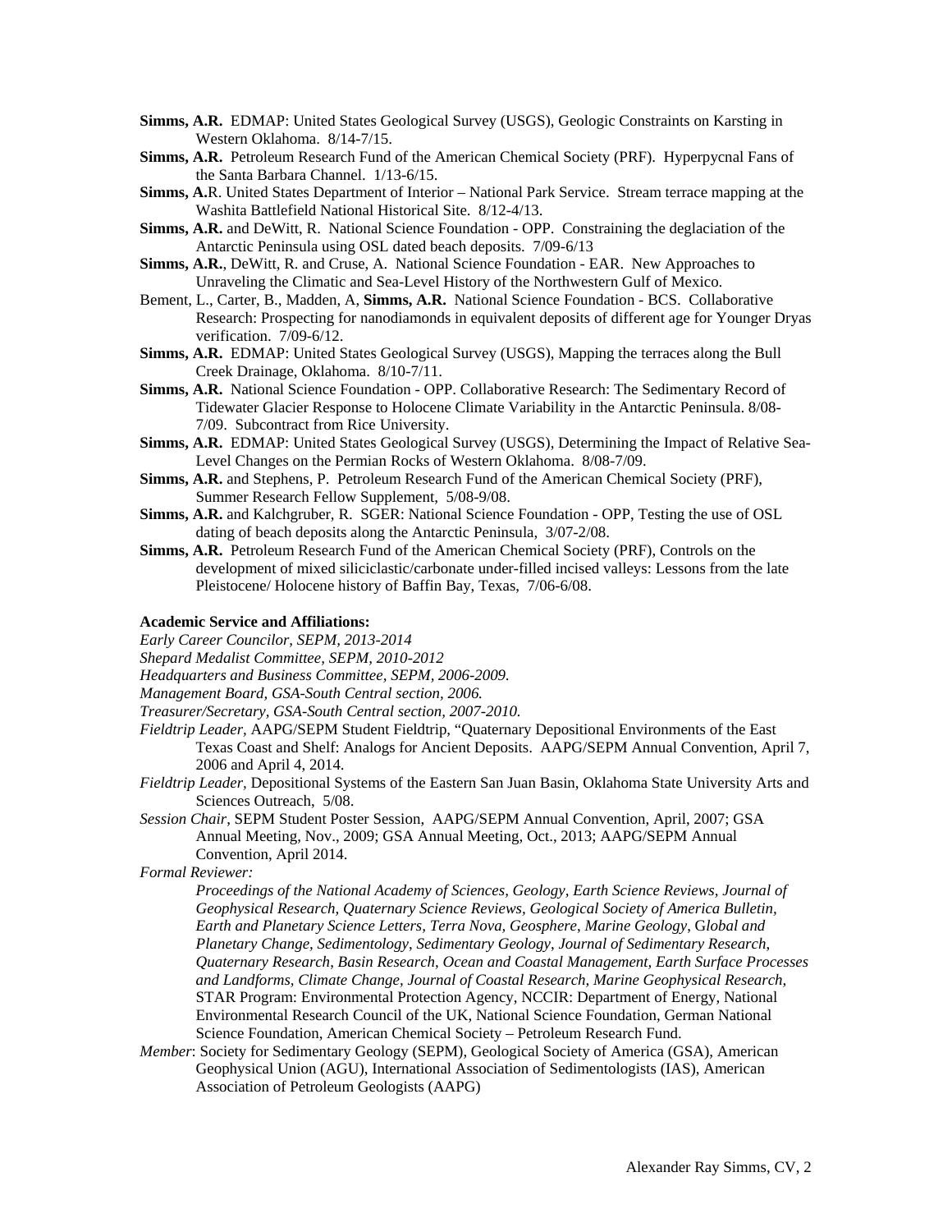**Simms, A.R.** EDMAP: United States Geological Survey (USGS), Geologic Constraints on Karsting in Western Oklahoma. 8/14-7/15.

**Simms, A.R.** Petroleum Research Fund of the American Chemical Society (PRF). Hyperpycnal Fans of the Santa Barbara Channel. 1/13-6/15.

**Simms, A.**R. United States Department of Interior – National Park Service. Stream terrace mapping at the Washita Battlefield National Historical Site. 8/12-4/13.

**Simms, A.R.** and DeWitt, R. National Science Foundation - OPP. Constraining the deglaciation of the Antarctic Peninsula using OSL dated beach deposits. 7/09-6/13

**Simms, A.R.**, DeWitt, R. and Cruse, A. National Science Foundation - EAR. New Approaches to Unraveling the Climatic and Sea-Level History of the Northwestern Gulf of Mexico.

Bement, L., Carter, B., Madden, A, **Simms, A.R.** National Science Foundation - BCS. Collaborative Research: Prospecting for nanodiamonds in equivalent deposits of different age for Younger Dryas verification. 7/09-6/12.

**Simms, A.R.** EDMAP: United States Geological Survey (USGS), Mapping the terraces along the Bull Creek Drainage, Oklahoma. 8/10-7/11.

**Simms, A.R.** National Science Foundation - OPP. Collaborative Research: The Sedimentary Record of Tidewater Glacier Response to Holocene Climate Variability in the Antarctic Peninsula. 8/08-7/09. Subcontract from Rice University.

**Simms, A.R.** EDMAP: United States Geological Survey (USGS), Determining the Impact of Relative Sea-Level Changes on the Permian Rocks of Western Oklahoma. 8/08-7/09.

**Simms, A.R.** and Stephens, P. Petroleum Research Fund of the American Chemical Society (PRF), Summer Research Fellow Supplement, 5/08-9/08.

**Simms, A.R.** and Kalchgruber, R. SGER: National Science Foundation - OPP, Testing the use of OSL dating of beach deposits along the Antarctic Peninsula, 3/07-2/08.

**Simms, A.R.** Petroleum Research Fund of the American Chemical Society (PRF), Controls on the development of mixed siliciclastic/carbonate under-filled incised valleys: Lessons from the late Pleistocene/ Holocene history of Baffin Bay, Texas, 7/06-6/08.

**Academic Service and Affiliations:**

*Early Career Councilor, SEPM, 2013-2014*

*Shepard Medalist Committee, SEPM, 2010-2012*

*Headquarters and Business Committee, SEPM, 2006-2009.*

*Management Board, GSA-South Central section, 2006.*

*Treasurer/Secretary, GSA-South Central section, 2007-2010.*

*Fieldtrip Leader,* AAPG/SEPM Student Fieldtrip, "Quaternary Depositional Environments of the East Texas Coast and Shelf: Analogs for Ancient Deposits. AAPG/SEPM Annual Convention, April 7, 2006 and April 4, 2014.

*Fieldtrip Leader,* Depositional Systems of the Eastern San Juan Basin, Oklahoma State University Arts and Sciences Outreach, 5/08.

*Session Chair,* SEPM Student Poster Session, AAPG/SEPM Annual Convention, April, 2007; GSA Annual Meeting, Nov., 2009; GSA Annual Meeting, Oct., 2013; AAPG/SEPM Annual Convention, April 2014.

*Formal Reviewer:*

*Proceedings of the National Academy of Sciences, Geology, Earth Science Reviews, Journal of Geophysical Research, Quaternary Science Reviews, Geological Society of America Bulletin, Earth and Planetary Science Letters, Terra Nova, Geosphere, Marine Geology, Global and Planetary Change, Sedimentology, Sedimentary Geology, Journal of Sedimentary Research, Quaternary Research, Basin Research, Ocean and Coastal Management, Earth Surface Processes and Landforms, Climate Change, Journal of Coastal Research, Marine Geophysical Research,* STAR Program: Environmental Protection Agency, NCCIR: Department of Energy, National Environmental Research Council of the UK, National Science Foundation, German National Science Foundation, American Chemical Society – Petroleum Research Fund.

*Member*: Society for Sedimentary Geology (SEPM), Geological Society of America (GSA), American Geophysical Union (AGU), International Association of Sedimentologists (IAS), American Association of Petroleum Geologists (AAPG)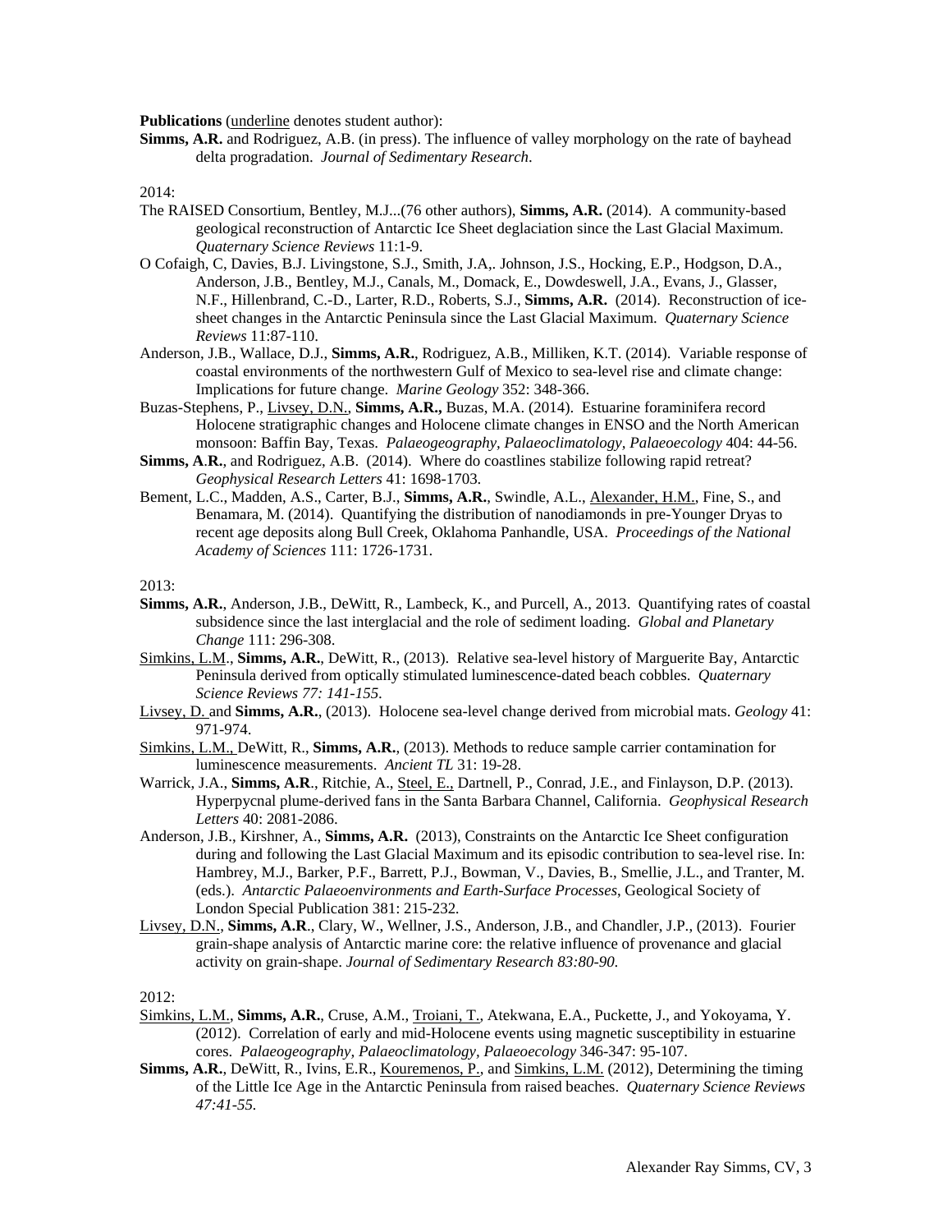**Publications** (<u>underline</u> denotes student author):

**Simms, A.R.** and Rodriguez, A.B. (in press). The influence of valley morphology on the rate of bayhead delta progradation. *Journal of Sedimentary Research*.

2014:

The RAISED Consortium, Bentley, M.J...(76 other authors), **Simms, A.R.** (2014). A community-based geological reconstruction of Antarctic Ice Sheet deglaciation since the Last Glacial Maximum. *Quaternary Science Reviews* 11:1-9.

O Cofaigh, C, Davies, B.J. Livingstone, S.J., Smith, J.A,. Johnson, J.S., Hocking, E.P., Hodgson, D.A., Anderson, J.B., Bentley, M.J., Canals, M., Domack, E., Dowdeswell, J.A., Evans, J., Glasser, N.F., Hillenbrand, C.-D., Larter, R.D., Roberts, S.J., **Simms, A.R.** (2014). Reconstruction of ice-sheet changes in the Antarctic Peninsula since the Last Glacial Maximum. *Quaternary Science Reviews* 11:87-110.

Anderson, J.B., Wallace, D.J., **Simms, A.R.**, Rodriguez, A.B., Milliken, K.T. (2014). Variable response of coastal environments of the northwestern Gulf of Mexico to sea-level rise and climate change: Implications for future change. *Marine Geology* 352: 348-366.

Buzas-Stephens, P., <u>Livsey, D.N.</u>, **Simms, A.R.,** Buzas, M.A. (2014). Estuarine foraminifera record Holocene stratigraphic changes and Holocene climate changes in ENSO and the North American monsoon: Baffin Bay, Texas. *Palaeogeography, Palaeoclimatology, Palaeoecology* 404: 44-56.

**Simms, A.R.**, and Rodriguez, A.B. (2014). Where do coastlines stabilize following rapid retreat? *Geophysical Research Letters* 41: 1698-1703.

Bement, L.C., Madden, A.S., Carter, B.J., **Simms, A.R.**, Swindle, A.L., <u>Alexander, H.M.</u>, Fine, S., and Benamara, M. (2014). Quantifying the distribution of nanodiamonds in pre-Younger Dryas to recent age deposits along Bull Creek, Oklahoma Panhandle, USA. *Proceedings of the National Academy of Sciences* 111: 1726-1731.

2013:

**Simms, A.R.**, Anderson, J.B., DeWitt, R., Lambeck, K., and Purcell, A., 2013. Quantifying rates of coastal subsidence since the last interglacial and the role of sediment loading. *Global and Planetary Change* 111: 296-308.

<u>Simkins, L.M.</u>, **Simms, A.R.**, DeWitt, R., (2013). Relative sea-level history of Marguerite Bay, Antarctic Peninsula derived from optically stimulated luminescence-dated beach cobbles. *Quaternary Science Reviews 77: 141-155*.

<u>Livsey, D.</u> and **Simms, A.R.**, (2013). Holocene sea-level change derived from microbial mats. *Geology* 41: 971-974.

<u>Simkins, L.M.,</u> DeWitt, R., **Simms, A.R.**, (2013). Methods to reduce sample carrier contamination for luminescence measurements. *Ancient TL* 31: 19-28.

Warrick, J.A., **Simms, A.R**., Ritchie, A., <u>Steel, E.,</u> Dartnell, P., Conrad, J.E., and Finlayson, D.P. (2013). Hyperpycnal plume-derived fans in the Santa Barbara Channel, California. *Geophysical Research Letters* 40: 2081-2086.

Anderson, J.B., Kirshner, A., **Simms, A.R.** (2013), Constraints on the Antarctic Ice Sheet configuration during and following the Last Glacial Maximum and its episodic contribution to sea-level rise. In: Hambrey, M.J., Barker, P.F., Barrett, P.J., Bowman, V., Davies, B., Smellie, J.L., and Tranter, M. (eds.). *Antarctic Palaeoenvironments and Earth-Surface Processes*, Geological Society of London Special Publication 381: 215-232.

<u>Livsey, D.N.</u>, **Simms, A.R**., Clary, W., Wellner, J.S., Anderson, J.B., and Chandler, J.P., (2013). Fourier grain-shape analysis of Antarctic marine core: the relative influence of provenance and glacial activity on grain-shape. *Journal of Sedimentary Research 83:80-90*.

2012:

<u>Simkins, L.M.</u>, **Simms, A.R.**, Cruse, A.M., <u>Troiani, T.</u>, Atekwana, E.A., Puckette, J., and Yokoyama, Y. (2012). Correlation of early and mid-Holocene events using magnetic susceptibility in estuarine cores. *Palaeogeography, Palaeoclimatology, Palaeoecology* 346-347: 95-107.

**Simms, A.R.**, DeWitt, R., Ivins, E.R., <u>Kouremenos, P.</u>, and <u>Simkins, L.M.</u> (2012), Determining the timing of the Little Ice Age in the Antarctic Peninsula from raised beaches. *Quaternary Science Reviews 47:41-55*.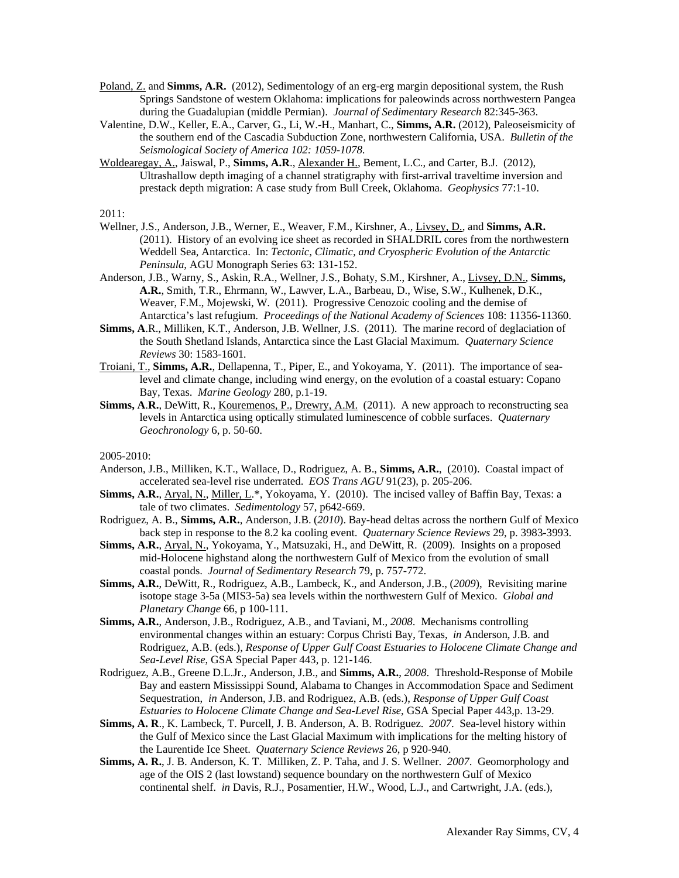<u>Poland, Z.</u> and **Simms, A.R.** (2012), Sedimentology of an erg-erg margin depositional system, the Rush Springs Sandstone of western Oklahoma: implications for paleowinds across northwestern Pangea during the Guadalupian (middle Permian). *Journal of Sedimentary Research* 82:345-363.

Valentine, D.W., Keller, E.A., Carver, G., Li, W.-H., Manhart, C., **Simms, A.R.** (2012), Paleoseismicity of the southern end of the Cascadia Subduction Zone, northwestern California, USA. *Bulletin of the Seismological Society of America 102: 1059-1078.*

<u>Woldearegay, A.</u>, Jaiswal, P., **Simms, A.R**., <u>Alexander H.</u>, Bement, L.C., and Carter, B.J. (2012), Ultrashallow depth imaging of a channel stratigraphy with first-arrival traveltime inversion and prestack depth migration: A case study from Bull Creek, Oklahoma. *Geophysics* 77:1-10.

2011:

Wellner, J.S., Anderson, J.B., Werner, E., Weaver, F.M., Kirshner, A., <u>Livsey, D.</u>, and **Simms, A.R.** (2011). History of an evolving ice sheet as recorded in SHALDRIL cores from the northwestern Weddell Sea, Antarctica. In: *Tectonic, Climatic, and Cryospheric Evolution of the Antarctic Peninsula*, AGU Monograph Series 63: 131-152.

Anderson, J.B., Warny, S., Askin, R.A., Wellner, J.S., Bohaty, S.M., Kirshner, A., <u>Livsey, D.N.</u>, **Simms, A.R.**, Smith, T.R., Ehrmann, W., Lawver, L.A., Barbeau, D., Wise, S.W., Kulhenek, D.K., Weaver, F.M., Mojewski, W. (2011). Progressive Cenozoic cooling and the demise of Antarctica's last refugium. *Proceedings of the National Academy of Sciences* 108: 11356-11360.

**Simms, A**.R., Milliken, K.T., Anderson, J.B. Wellner, J.S. (2011). The marine record of deglaciation of the South Shetland Islands, Antarctica since the Last Glacial Maximum. *Quaternary Science Reviews* 30: 1583-1601.

<u>Troiani, T.</u>, **Simms, A.R.**, Dellapenna, T., Piper, E., and Yokoyama, Y. (2011). The importance of sea-level and climate change, including wind energy, on the evolution of a coastal estuary: Copano Bay, Texas. *Marine Geology* 280, p.1-19.

**Simms, A**.**R.**, DeWitt, R., <u>Kouremenos, P.</u>, <u>Drewry, A.M.</u> (2011). A new approach to reconstructing sea levels in Antarctica using optically stimulated luminescence of cobble surfaces. *Quaternary Geochronology* 6, p. 50-60.

2005-2010:

Anderson, J.B., Milliken, K.T., Wallace, D., Rodriguez, A. B., **Simms, A.R.**, (2010). Coastal impact of accelerated sea-level rise underrated. *EOS Trans AGU* 91(23), p. 205-206.

**Simms, A.R.**, <u>Aryal, N.</u>, <u>Miller, L</u>.*, Yokoyama, Y. (2010). The incised valley of Baffin Bay, Texas: a tale of two climates. *Sedimentology* 57, p642-669.

Rodriguez, A. B., **Simms, A.R.**, Anderson, J.B. (*2010*). Bay-head deltas across the northern Gulf of Mexico back step in response to the 8.2 ka cooling event. *Quaternary Science Reviews* 29, p. 3983-3993.

**Simms, A.R.**, <u>Aryal, N.</u>, Yokoyama, Y., Matsuzaki, H., and DeWitt, R. (2009). Insights on a proposed mid-Holocene highstand along the northwestern Gulf of Mexico from the evolution of small coastal ponds. *Journal of Sedimentary Research* 79, p. 757-772.

**Simms, A.R.**, DeWitt, R., Rodriguez, A.B., Lambeck, K., and Anderson, J.B., (*2009*), Revisiting marine isotope stage 3-5a (MIS3-5a) sea levels within the northwestern Gulf of Mexico. *Global and Planetary Change* 66, p 100-111.

**Simms, A.R.**, Anderson, J.B., Rodriguez, A.B., and Taviani, M., *2008*. Mechanisms controlling environmental changes within an estuary: Corpus Christi Bay, Texas, *in* Anderson, J.B. and Rodriguez, A.B. (eds.), *Response of Upper Gulf Coast Estuaries to Holocene Climate Change and Sea-Level Rise*, GSA Special Paper 443, p. 121-146.

Rodriguez, A.B., Greene D.L.Jr., Anderson, J.B., and **Simms, A.R.**, *2008*. Threshold-Response of Mobile Bay and eastern Mississippi Sound, Alabama to Changes in Accommodation Space and Sediment Sequestration, *in* Anderson, J.B. and Rodriguez, A.B. (eds.), *Response of Upper Gulf Coast Estuaries to Holocene Climate Change and Sea-Level Rise*, GSA Special Paper 443,p. 13-29.

**Simms, A. R**., K. Lambeck, T. Purcell, J. B. Anderson, A. B. Rodriguez. *2007*. Sea-level history within the Gulf of Mexico since the Last Glacial Maximum with implications for the melting history of the Laurentide Ice Sheet. *Quaternary Science Reviews* 26, p 920-940.

**Simms, A. R.**, J. B. Anderson, K. T. Milliken, Z. P. Taha, and J. S. Wellner. *2007*. Geomorphology and age of the OIS 2 (last lowstand) sequence boundary on the northwestern Gulf of Mexico continental shelf. *in* Davis, R.J., Posamentier, H.W., Wood, L.J., and Cartwright, J.A. (eds.),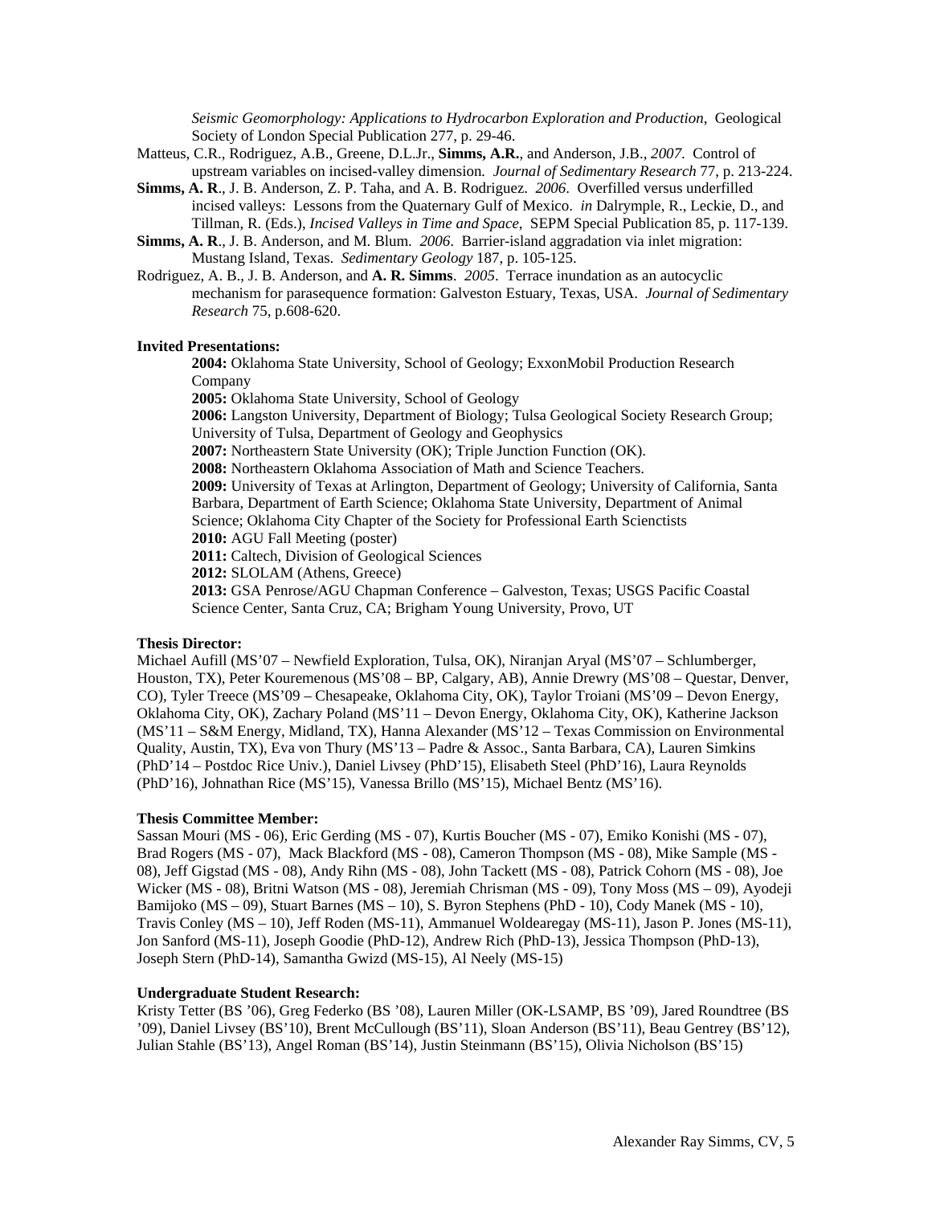*Seismic Geomorphology: Applications to Hydrocarbon Exploration and Production*, Geological Society of London Special Publication 277, p. 29-46.

Matteus, C.R., Rodriguez, A.B., Greene, D.L.Jr., **Simms, A.R.**, and Anderson, J.B., *2007*. Control of upstream variables on incised-valley dimension. *Journal of Sedimentary Research* 77, p. 213-224.

**Simms, A. R**., J. B. Anderson, Z. P. Taha, and A. B. Rodriguez. *2006*. Overfilled versus underfilled incised valleys: Lessons from the Quaternary Gulf of Mexico. *in* Dalrymple, R., Leckie, D., and Tillman, R. (Eds.), *Incised Valleys in Time and Space*, SEPM Special Publication 85, p. 117-139.

**Simms, A. R**., J. B. Anderson, and M. Blum. *2006*. Barrier-island aggradation via inlet migration: Mustang Island, Texas. *Sedimentary Geology* 187, p. 105-125.

Rodriguez, A. B., J. B. Anderson, and **A. R. Simms**. *2005*. Terrace inundation as an autocyclic mechanism for parasequence formation: Galveston Estuary, Texas, USA. *Journal of Sedimentary Research* 75, p.608-620.

**Invited Presentations:**

**2004:** Oklahoma State University, School of Geology; ExxonMobil Production Research Company
**2005:** Oklahoma State University, School of Geology
**2006:** Langston University, Department of Biology; Tulsa Geological Society Research Group; University of Tulsa, Department of Geology and Geophysics
**2007:** Northeastern State University (OK); Triple Junction Function (OK).
**2008:** Northeastern Oklahoma Association of Math and Science Teachers.
**2009:** University of Texas at Arlington, Department of Geology; University of California, Santa Barbara, Department of Earth Science; Oklahoma State University, Department of Animal Science; Oklahoma City Chapter of the Society for Professional Earth Scienctists
**2010:** AGU Fall Meeting (poster)
**2011:** Caltech, Division of Geological Sciences
**2012:** SLOLAM (Athens, Greece)
**2013:** GSA Penrose/AGU Chapman Conference – Galveston, Texas; USGS Pacific Coastal Science Center, Santa Cruz, CA; Brigham Young University, Provo, UT

**Thesis Director:**

Michael Aufill (MS'07 – Newfield Exploration, Tulsa, OK), Niranjan Aryal (MS'07 – Schlumberger, Houston, TX), Peter Kouremenous (MS'08 – BP, Calgary, AB), Annie Drewry (MS'08 – Questar, Denver, CO), Tyler Treece (MS'09 – Chesapeake, Oklahoma City, OK), Taylor Troiani (MS'09 – Devon Energy, Oklahoma City, OK), Zachary Poland (MS'11 – Devon Energy, Oklahoma City, OK), Katherine Jackson (MS'11 – S&M Energy, Midland, TX), Hanna Alexander (MS'12 – Texas Commission on Environmental Quality, Austin, TX), Eva von Thury (MS'13 – Padre & Assoc., Santa Barbara, CA), Lauren Simkins (PhD'14 – Postdoc Rice Univ.), Daniel Livsey (PhD'15), Elisabeth Steel (PhD'16), Laura Reynolds (PhD'16), Johnathan Rice (MS'15), Vanessa Brillo (MS'15), Michael Bentz (MS'16).

**Thesis Committee Member:**

Sassan Mouri (MS - 06), Eric Gerding (MS - 07), Kurtis Boucher (MS - 07), Emiko Konishi (MS - 07), Brad Rogers (MS - 07), Mack Blackford (MS - 08), Cameron Thompson (MS - 08), Mike Sample (MS - 08), Jeff Gigstad (MS - 08), Andy Rihn (MS - 08), John Tackett (MS - 08), Patrick Cohorn (MS - 08), Joe Wicker (MS - 08), Britni Watson (MS - 08), Jeremiah Chrisman (MS - 09), Tony Moss (MS – 09), Ayodeji Bamijoko (MS – 09), Stuart Barnes (MS – 10), S. Byron Stephens (PhD - 10), Cody Manek (MS - 10), Travis Conley (MS – 10), Jeff Roden (MS-11), Ammanuel Woldearegay (MS-11), Jason P. Jones (MS-11), Jon Sanford (MS-11), Joseph Goodie (PhD-12), Andrew Rich (PhD-13), Jessica Thompson (PhD-13), Joseph Stern (PhD-14), Samantha Gwizd (MS-15), Al Neely (MS-15)

**Undergraduate Student Research:**

Kristy Tetter (BS '06), Greg Federko (BS '08), Lauren Miller (OK-LSAMP, BS '09), Jared Roundtree (BS '09), Daniel Livsey (BS'10), Brent McCullough (BS'11), Sloan Anderson (BS'11), Beau Gentrey (BS'12), Julian Stahle (BS'13), Angel Roman (BS'14), Justin Steinmann (BS'15), Olivia Nicholson (BS'15)